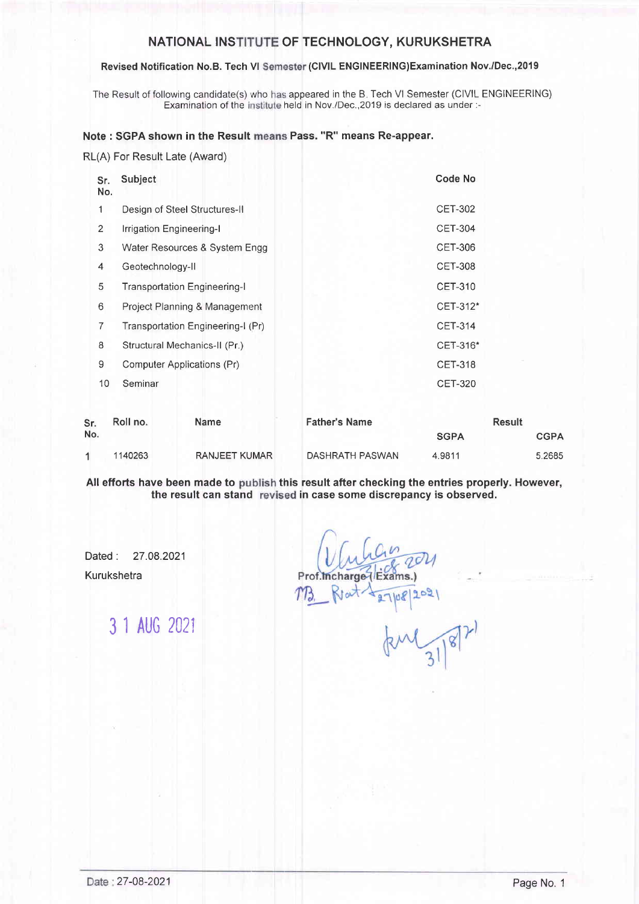## NATIONAL INSTITUTE OF TECHNOLOGY, KURUKSHETRA

**Revised Notification No.B. Tech VI Semester (CIVIL ENGINEERING)Examination Nov./Dec.,2019**

The Result of following candidate(s) who has appeared in the B. Tech VI Semester (CIVIL ENGINEERING) Examination of the institute held in Nov./Dec.,2019 is declared as under :-

**Note : SGPA shown in the Result means Pass. "R" means Re-appear.**

RL(A) For Result Late (Award)

| Sr. No. | Subject | Code No |
|---|---|---|
| 1 | Design of Steel Structures-II | CET-302 |
| 2 | Irrigation Engineering-I | CET-304 |
| 3 | Water Resources & System Engg | CET-306 |
| 4 | Geotechnology-II | CET-308 |
| 5 | Transportation Engineering-I | CET-310 |
| 6 | Project Planning & Management | CET-312* |
| 7 | Transportation Engineering-I (Pr) | CET-314 |
| 8 | Structural Mechanics-II (Pr.) | CET-316* |
| 9 | Computer Applications (Pr) | CET-318 |
| 10 | Seminar | CET-320 |

| Sr. No. | Roll no. | Name | Father's Name | Result | |
|---|---|---|---|---|---|
| | | | | SGPA | CGPA |
| 1 | 1140263 | RANJEET KUMAR | DASHRATH PASWAN | 4.9811 | 5.2685 |

**All efforts have been made to publish this result after checking the entries properly. However, the result can stand revised in case some discrepancy is observed.**

Dated : 27.08.2021

Kurukshetra

31 AUG 2021

Prof.Incharge (Exams.)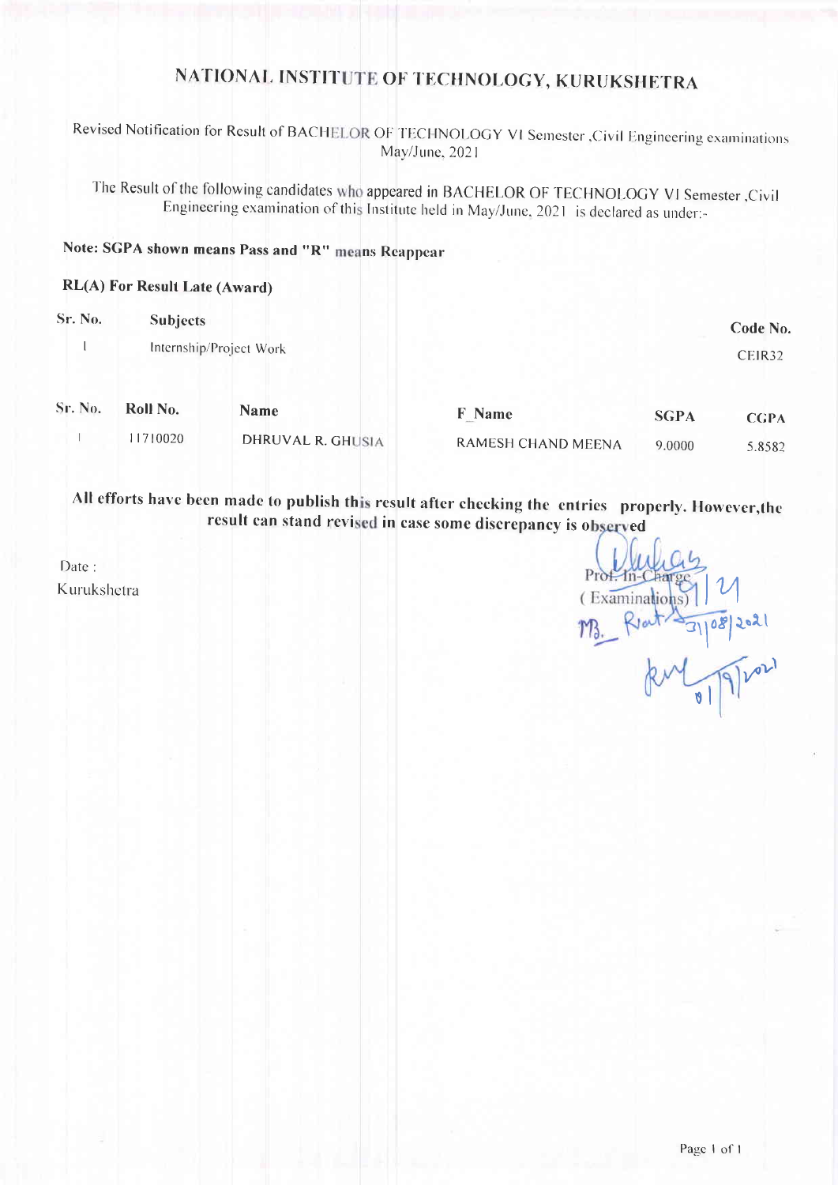# NATIONAL INSTITUTE OF TECHNOLOGY, KURUKSHETRA

Revised Notification for Result of BACHELOR OF TECHNOLOGY VI Semester ,Civil Engineering examinations May/June, 2021

The Result of the following candidates who appeared in BACHELOR OF TECHNOLOGY VI Semester ,Civil Engineering examination of this Institute held in May/June, 2021 is declared as under:-

**Note: SGPA shown means Pass and "R" means Reappear**

**RL(A) For Result Late (Award)**

| Sr. No. | Subjects | Code No. |
|---|---|---|
| 1 | Internship/Project Work | CEIR32 |

| Sr. No. | Roll No. | Name | F_Name | SGPA | CGPA |
|---|---|---|---|---|---|
| 1 | 11710020 | DHRUVAL R. GHUSIA | RAMESH CHAND MEENA | 9.0000 | 5.8582 |

**All efforts have been made to publish this result after checking the entries properly. However,the result can stand revised in case some discrepancy is observed**

Date :
Kurukshetra

Prof. In-Charge
( Examinations)
31/08/2021
01/9/2021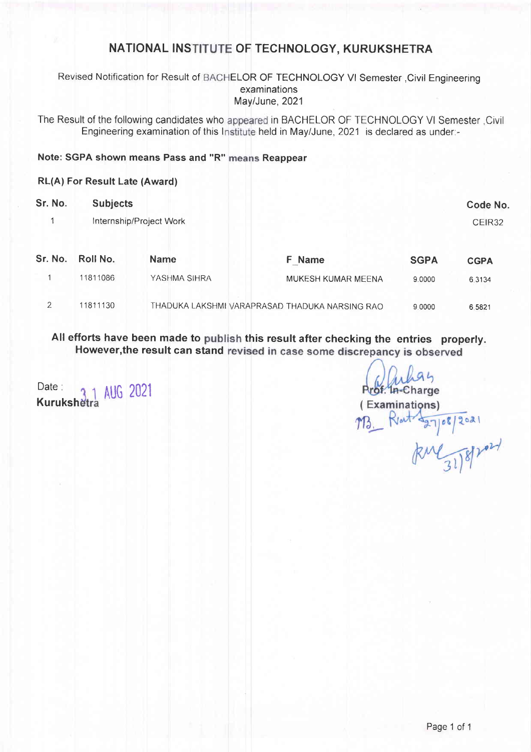# NATIONAL INSTITUTE OF TECHNOLOGY, KURUKSHETRA

Revised Notification for Result of BACHELOR OF TECHNOLOGY VI Semester ,Civil Engineering examinations
May/June, 2021

The Result of the following candidates who appeared in BACHELOR OF TECHNOLOGY VI Semester ,Civil Engineering examination of this Institute held in May/June, 2021 is declared as under:-

**Note: SGPA shown means Pass and "R" means Reappear**

**RL(A) For Result Late (Award)**

| Sr. No. | Subjects | Code No. |
|---|---|---|
| 1 | Internship/Project Work | CEIR32 |

| Sr. No. | Roll No. | Name | F_Name | SGPA | CGPA |
|---|---|---|---|---|---|
| 1 | 11811086 | YASHMA SIHRA | MUKESH KUMAR MEENA | 9.0000 | 6.3134 |
| 2 | 11811130 | THADUKA LAKSHMI VARAPRASAD | THADUKA NARSING RAO | 9.0000 | 6.5821 |

**All efforts have been made to publish this result after checking the entries properly. However,the result can stand revised in case some discrepancy is observed**

Date : 31 AUG 2021
**Kurukshetra**

Prof. In-Charge
( Examinations)
MB. Raut 27/08/2021
31/8/2021